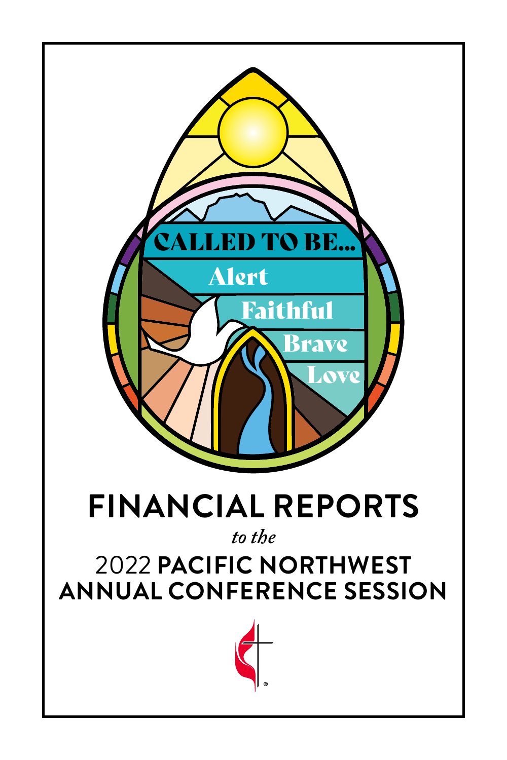CALLED TO BE...

Alert

Faithful

Brave

Love

# FINANCIAL REPORTS

*to the*

## 2022 PACIFIC NORTHWEST ANNUAL CONFERENCE SESSION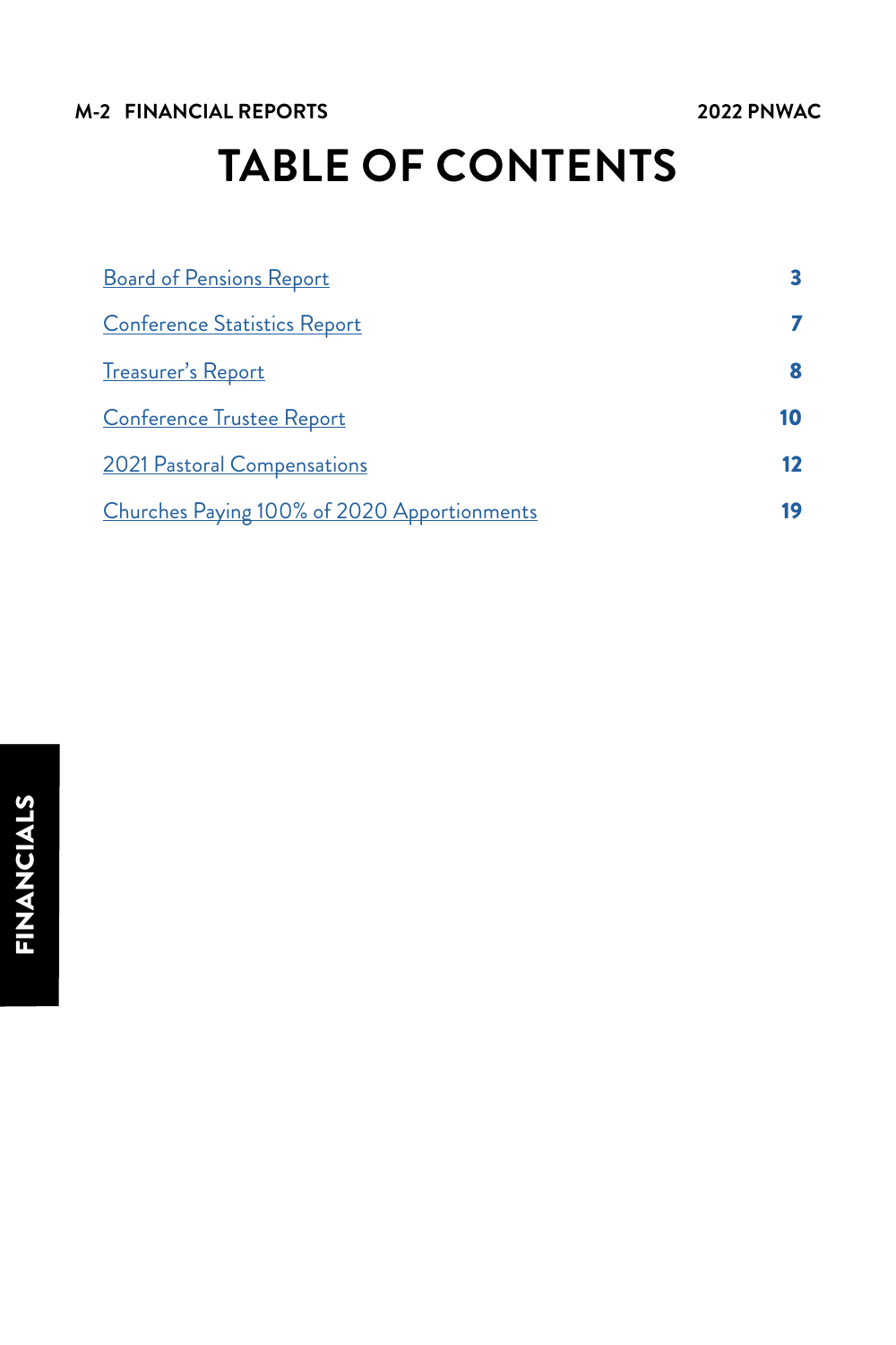# TABLE OF CONTENTS

| | |
|---|---|
| Board of Pensions Report | 3 |
| Conference Statistics Report | 7 |
| Treasurer's Report | 8 |
| Conference Trustee Report | 10 |
| 2021 Pastoral Compensations | 12 |
| Churches Paying 100% of 2020 Apportionments | 19 |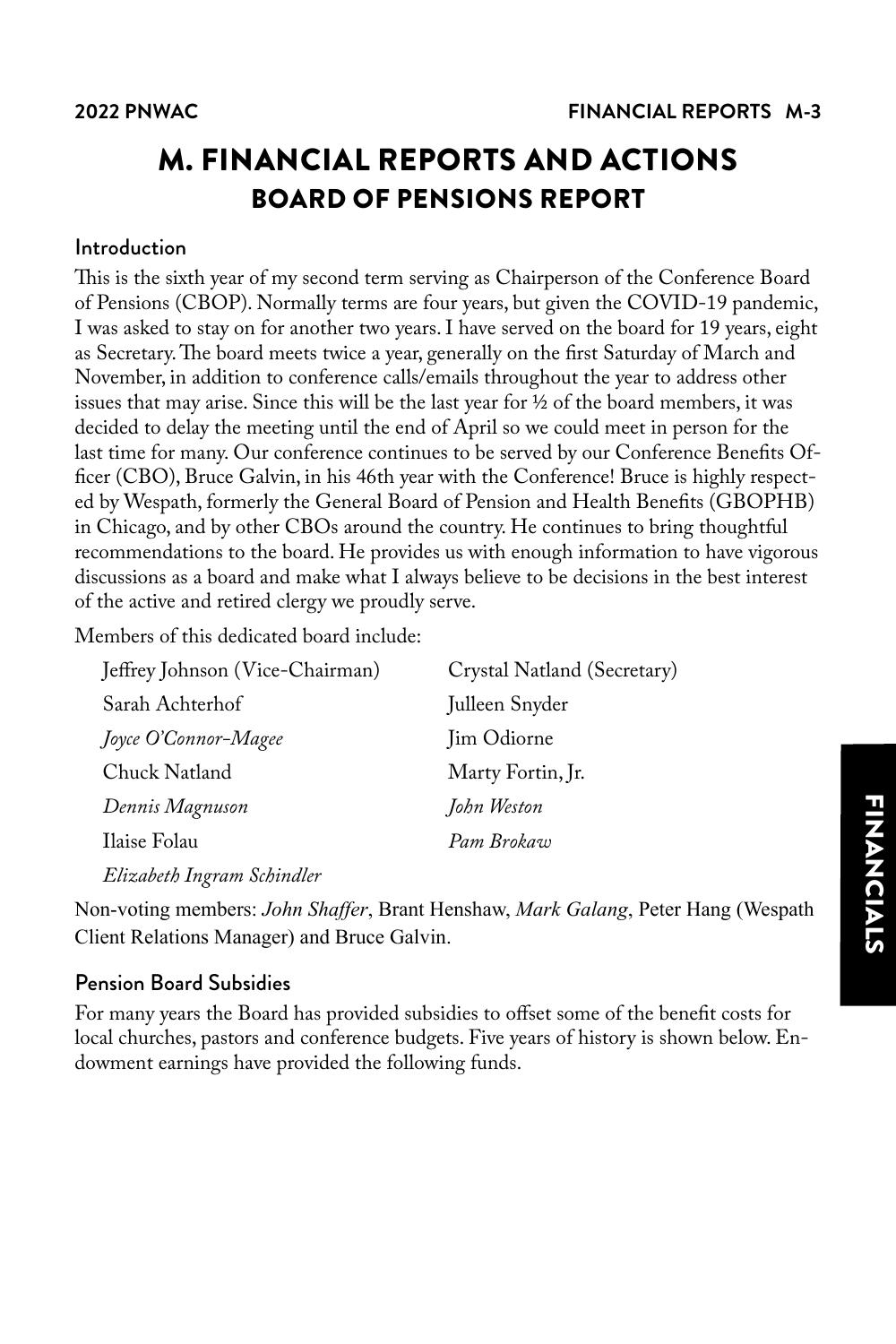# M. FINANCIAL REPORTS AND ACTIONS

## BOARD OF PENSIONS REPORT

### Introduction

This is the sixth year of my second term serving as Chairperson of the Conference Board of Pensions (CBOP). Normally terms are four years, but given the COVID-19 pandemic, I was asked to stay on for another two years. I have served on the board for 19 years, eight as Secretary. The board meets twice a year, generally on the first Saturday of March and November, in addition to conference calls/emails throughout the year to address other issues that may arise. Since this will be the last year for ½ of the board members, it was decided to delay the meeting until the end of April so we could meet in person for the last time for many. Our conference continues to be served by our Conference Benefits Officer (CBO), Bruce Galvin, in his 46th year with the Conference! Bruce is highly respected by Wespath, formerly the General Board of Pension and Health Benefits (GBOPHB) in Chicago, and by other CBOs around the country. He continues to bring thoughtful recommendations to the board. He provides us with enough information to have vigorous discussions as a board and make what I always believe to be decisions in the best interest of the active and retired clergy we proudly serve.

Members of this dedicated board include:

- Jeffrey Johnson (Vice-Chairman)
- Crystal Natland (Secretary)
- Sarah Achterhof
- Julleen Snyder
- *Joyce O'Connor-Magee*
- Jim Odiorne
- Chuck Natland
- Marty Fortin, Jr.
- *Dennis Magnuson*
- *John Weston*
- Ilaise Folau
- *Pam Brokaw*
- *Elizabeth Ingram Schindler*

Non-voting members: *John Shaffer*, Brant Henshaw, *Mark Galang*, Peter Hang (Wespath Client Relations Manager) and Bruce Galvin.

### Pension Board Subsidies

For many years the Board has provided subsidies to offset some of the benefit costs for local churches, pastors and conference budgets. Five years of history is shown below. Endowment earnings have provided the following funds.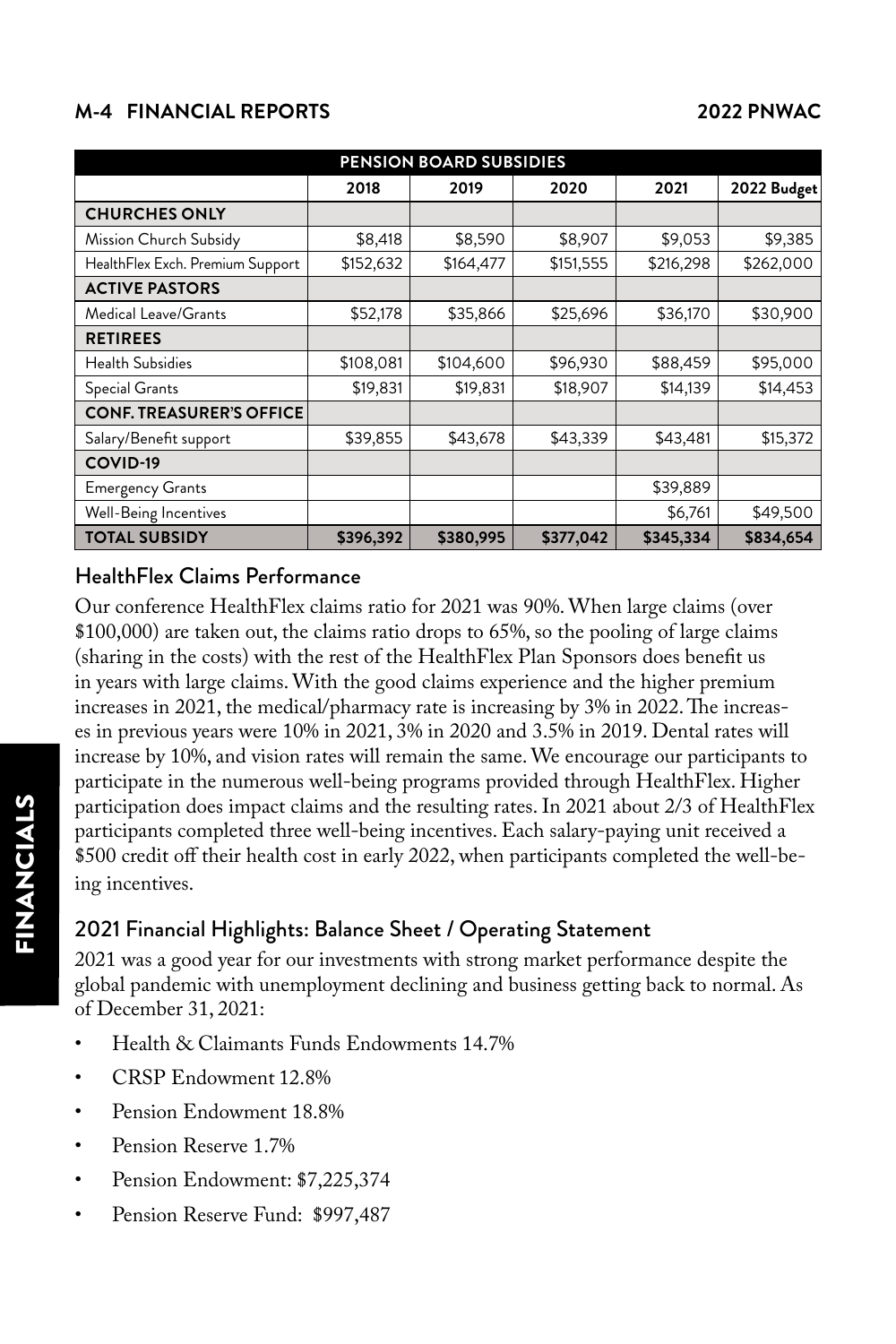| PENSION BOARD SUBSIDIES | | | | | |
|---|---|---|---|---|---|
| | 2018 | 2019 | 2020 | 2021 | 2022 Budget |
| **CHURCHES ONLY** | | | | | |
| Mission Church Subsidy | $8,418 | $8,590 | $8,907 | $9,053 | $9,385 |
| HealthFlex Exch. Premium Support | $152,632 | $164,477 | $151,555 | $216,298 | $262,000 |
| **ACTIVE PASTORS** | | | | | |
| Medical Leave/Grants | $52,178 | $35,866 | $25,696 | $36,170 | $30,900 |
| **RETIREES** | | | | | |
| Health Subsidies | $108,081 | $104,600 | $96,930 | $88,459 | $95,000 |
| Special Grants | $19,831 | $19,831 | $18,907 | $14,139 | $14,453 |
| **CONF. TREASURER'S OFFICE** | | | | | |
| Salary/Benefit support | $39,855 | $43,678 | $43,339 | $43,481 | $15,372 |
| **COVID-19** | | | | | |
| Emergency Grants | | | | $39,889 | |
| Well-Being Incentives | | | | $6,761 | $49,500 |
| **TOTAL SUBSIDY** | **$396,392** | **$380,995** | **$377,042** | **$345,334** | **$834,654** |

## HealthFlex Claims Performance

Our conference HealthFlex claims ratio for 2021 was 90%. When large claims (over $100,000) are taken out, the claims ratio drops to 65%, so the pooling of large claims (sharing in the costs) with the rest of the HealthFlex Plan Sponsors does benefit us in years with large claims. With the good claims experience and the higher premium increases in 2021, the medical/pharmacy rate is increasing by 3% in 2022. The increases in previous years were 10% in 2021, 3% in 2020 and 3.5% in 2019. Dental rates will increase by 10%, and vision rates will remain the same. We encourage our participants to participate in the numerous well-being programs provided through HealthFlex. Higher participation does impact claims and the resulting rates. In 2021 about 2/3 of HealthFlex participants completed three well-being incentives. Each salary-paying unit received a $500 credit off their health cost in early 2022, when participants completed the well-being incentives.

## 2021 Financial Highlights: Balance Sheet / Operating Statement

2021 was a good year for our investments with strong market performance despite the global pandemic with unemployment declining and business getting back to normal. As of December 31, 2021:

- Health & Claimants Funds Endowments 14.7%
- CRSP Endowment 12.8%
- Pension Endowment 18.8%
- Pension Reserve 1.7%
- Pension Endowment: $7,225,374
- Pension Reserve Fund: $997,487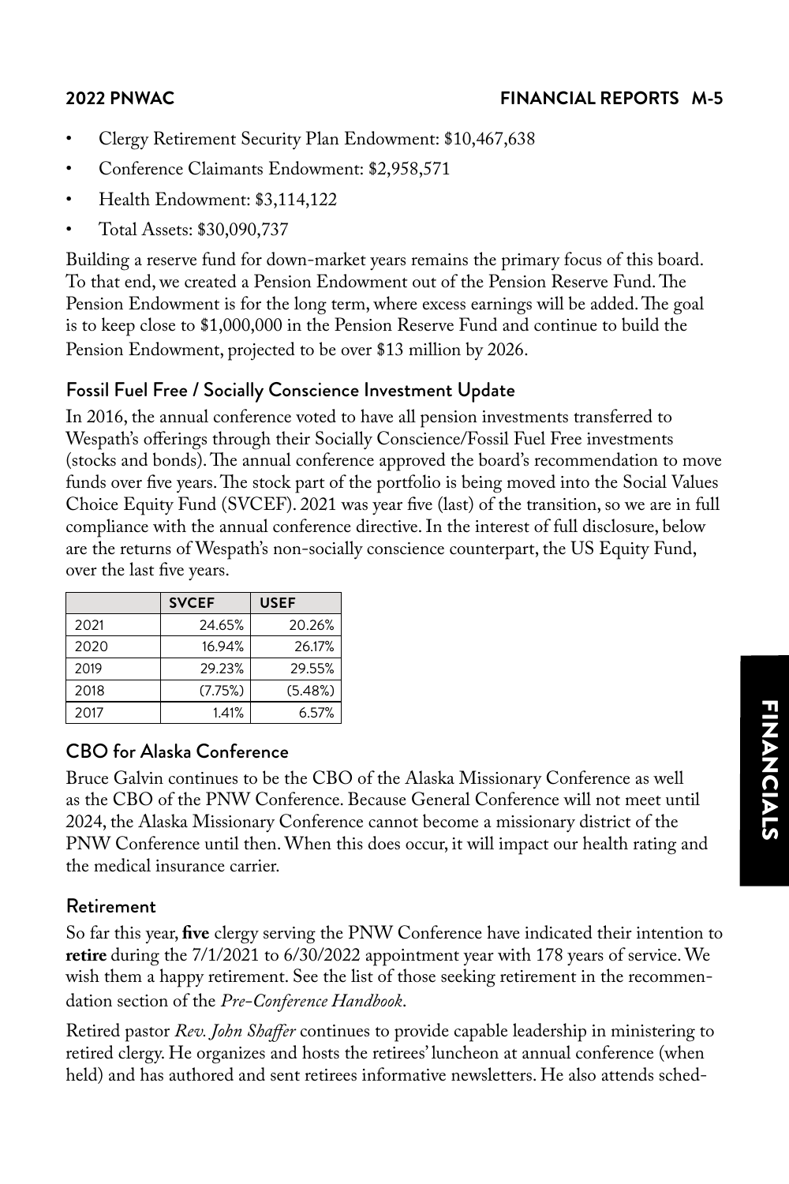- Clergy Retirement Security Plan Endowment: $10,467,638
- Conference Claimants Endowment: $2,958,571
- Health Endowment: $3,114,122
- Total Assets: $30,090,737

Building a reserve fund for down-market years remains the primary focus of this board. To that end, we created a Pension Endowment out of the Pension Reserve Fund. The Pension Endowment is for the long term, where excess earnings will be added. The goal is to keep close to $1,000,000 in the Pension Reserve Fund and continue to build the Pension Endowment, projected to be over $13 million by 2026.

### Fossil Fuel Free / Socially Conscience Investment Update

In 2016, the annual conference voted to have all pension investments transferred to Wespath's offerings through their Socially Conscience/Fossil Fuel Free investments (stocks and bonds). The annual conference approved the board's recommendation to move funds over five years. The stock part of the portfolio is being moved into the Social Values Choice Equity Fund (SVCEF). 2021 was year five (last) of the transition, so we are in full compliance with the annual conference directive. In the interest of full disclosure, below are the returns of Wespath's non-socially conscience counterpart, the US Equity Fund, over the last five years.

| | SVCEF | USEF |
|---|---:|---:|
| 2021 | 24.65% | 20.26% |
| 2020 | 16.94% | 26.17% |
| 2019 | 29.23% | 29.55% |
| 2018 | (7.75%) | (5.48%) |
| 2017 | 1.41% | 6.57% |

### CBO for Alaska Conference

Bruce Galvin continues to be the CBO of the Alaska Missionary Conference as well as the CBO of the PNW Conference. Because General Conference will not meet until 2024, the Alaska Missionary Conference cannot become a missionary district of the PNW Conference until then. When this does occur, it will impact our health rating and the medical insurance carrier.

### Retirement

So far this year, **five** clergy serving the PNW Conference have indicated their intention to **retire** during the 7/1/2021 to 6/30/2022 appointment year with 178 years of service. We wish them a happy retirement. See the list of those seeking retirement in the recommendation section of the *Pre-Conference Handbook*.

Retired pastor *Rev. John Shaffer* continues to provide capable leadership in ministering to retired clergy. He organizes and hosts the retirees' luncheon at annual conference (when held) and has authored and sent retirees informative newsletters. He also attends sched-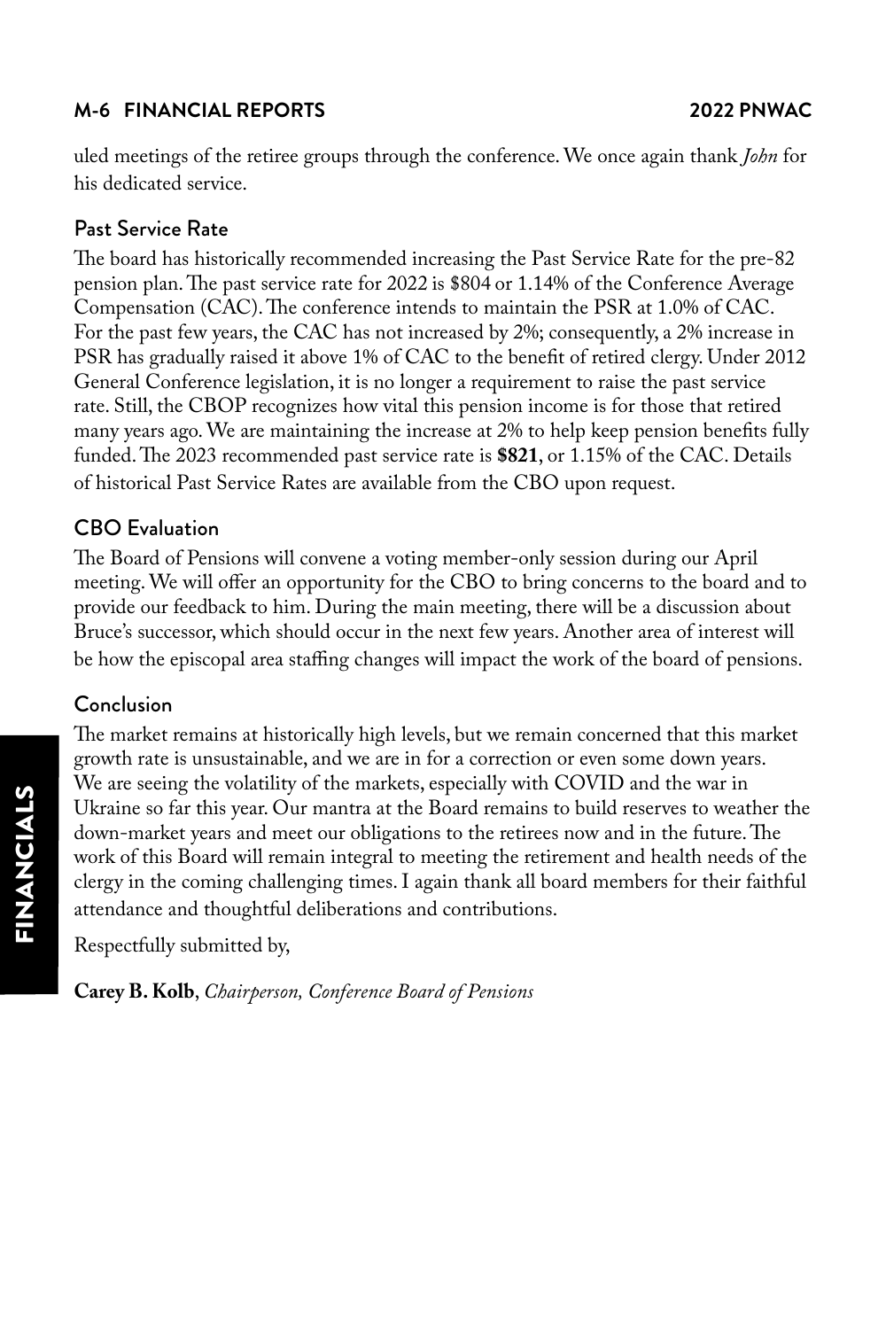uled meetings of the retiree groups through the conference. We once again thank *John* for his dedicated service.

## Past Service Rate

The board has historically recommended increasing the Past Service Rate for the pre-82 pension plan. The past service rate for 2022 is $804 or 1.14% of the Conference Average Compensation (CAC). The conference intends to maintain the PSR at 1.0% of CAC. For the past few years, the CAC has not increased by 2%; consequently, a 2% increase in PSR has gradually raised it above 1% of CAC to the benefit of retired clergy. Under 2012 General Conference legislation, it is no longer a requirement to raise the past service rate. Still, the CBOP recognizes how vital this pension income is for those that retired many years ago. We are maintaining the increase at 2% to help keep pension benefits fully funded. The 2023 recommended past service rate is **$821**, or 1.15% of the CAC. Details of historical Past Service Rates are available from the CBO upon request.

## CBO Evaluation

The Board of Pensions will convene a voting member-only session during our April meeting. We will offer an opportunity for the CBO to bring concerns to the board and to provide our feedback to him. During the main meeting, there will be a discussion about Bruce's successor, which should occur in the next few years. Another area of interest will be how the episcopal area staffing changes will impact the work of the board of pensions.

## Conclusion

The market remains at historically high levels, but we remain concerned that this market growth rate is unsustainable, and we are in for a correction or even some down years. We are seeing the volatility of the markets, especially with COVID and the war in Ukraine so far this year. Our mantra at the Board remains to build reserves to weather the down-market years and meet our obligations to the retirees now and in the future. The work of this Board will remain integral to meeting the retirement and health needs of the clergy in the coming challenging times. I again thank all board members for their faithful attendance and thoughtful deliberations and contributions.

Respectfully submitted by,

**Carey B. Kolb**, *Chairperson, Conference Board of Pensions*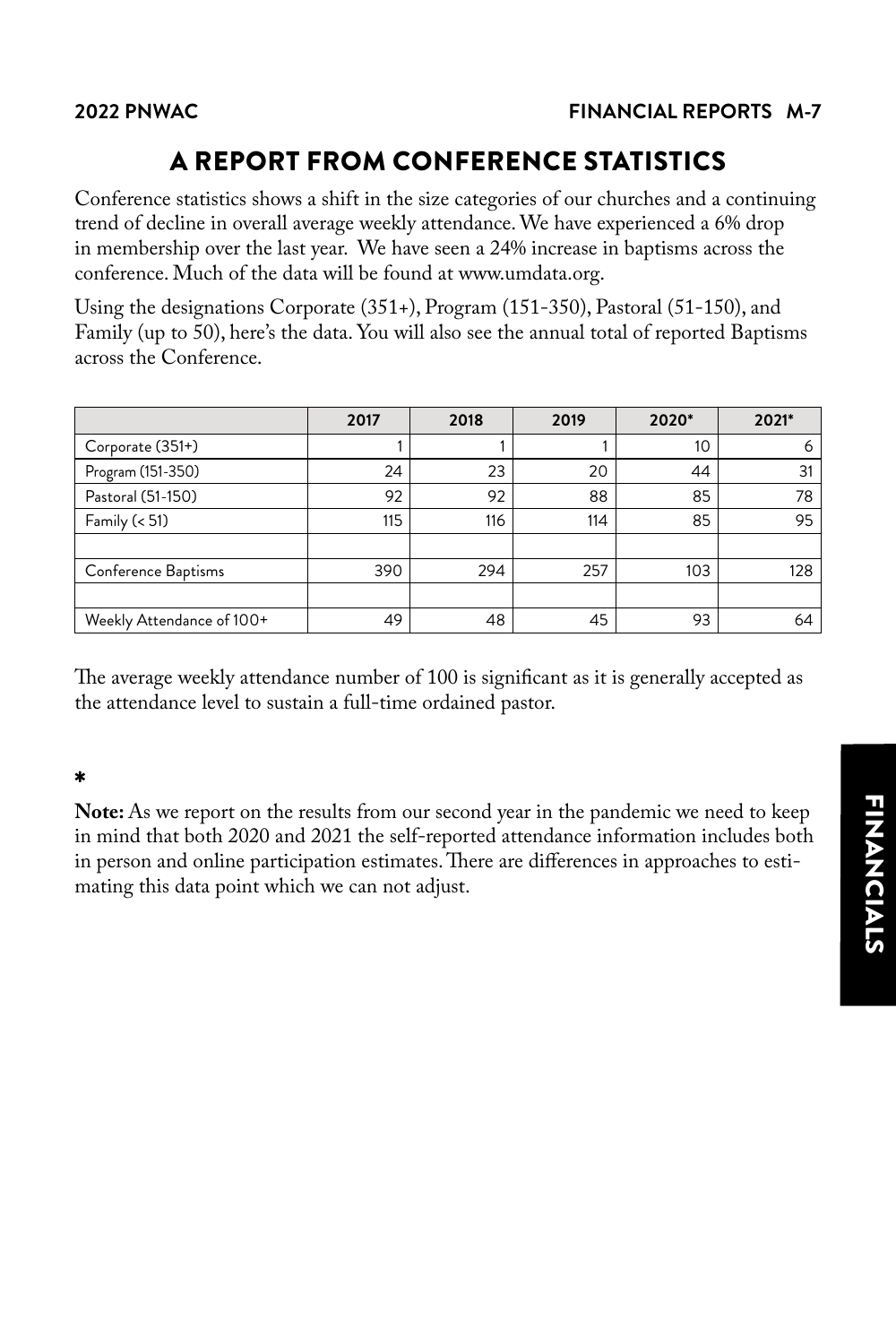# A REPORT FROM CONFERENCE STATISTICS

Conference statistics shows a shift in the size categories of our churches and a continuing trend of decline in overall average weekly attendance. We have experienced a 6% drop in membership over the last year. We have seen a 24% increase in baptisms across the conference. Much of the data will be found at www.umdata.org.

Using the designations Corporate (351+), Program (151-350), Pastoral (51-150), and Family (up to 50), here's the data. You will also see the annual total of reported Baptisms across the Conference.

| | 2017 | 2018 | 2019 | 2020* | 2021* |
|---|---|---|---|---|---|
| Corporate (351+) | 1 | 1 | 1 | 10 | 6 |
| Program (151-350) | 24 | 23 | 20 | 44 | 31 |
| Pastoral (51-150) | 92 | 92 | 88 | 85 | 78 |
| Family (< 51) | 115 | 116 | 114 | 85 | 95 |
| | | | | | |
| Conference Baptisms | 390 | 294 | 257 | 103 | 128 |
| | | | | | |
| Weekly Attendance of 100+ | 49 | 48 | 45 | 93 | 64 |

The average weekly attendance number of 100 is significant as it is generally accepted as the attendance level to sustain a full-time ordained pastor.

*

**Note:** As we report on the results from our second year in the pandemic we need to keep in mind that both 2020 and 2021 the self-reported attendance information includes both in person and online participation estimates. There are differences in approaches to estimating this data point which we can not adjust.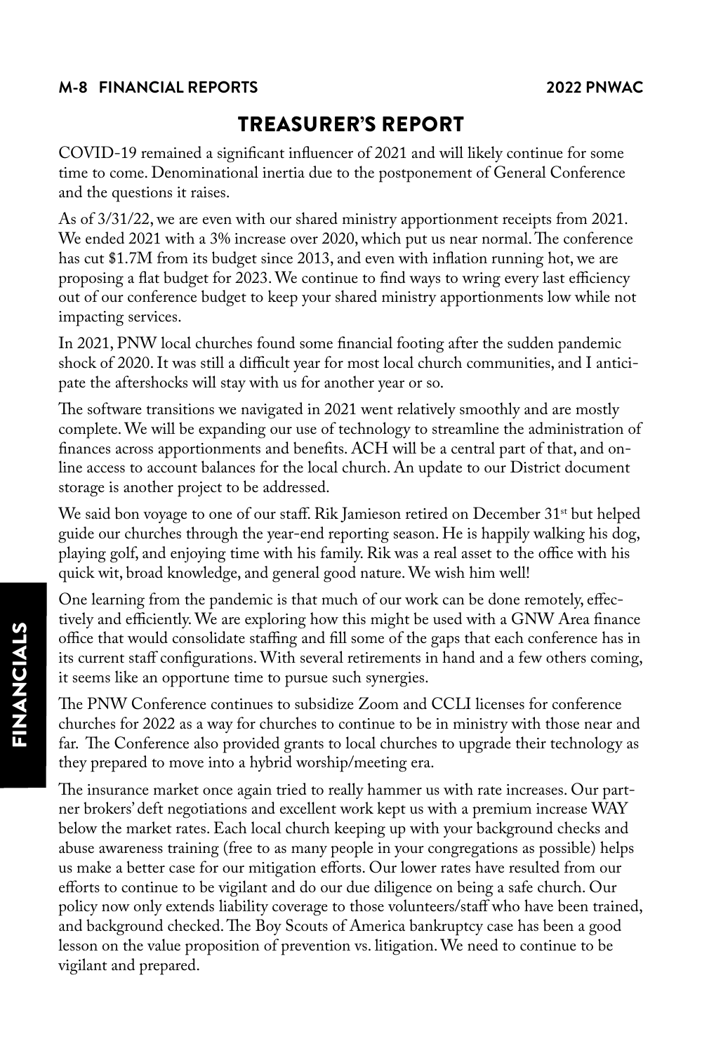# TREASURER'S REPORT

COVID-19 remained a significant influencer of 2021 and will likely continue for some time to come. Denominational inertia due to the postponement of General Conference and the questions it raises.

As of 3/31/22, we are even with our shared ministry apportionment receipts from 2021. We ended 2021 with a 3% increase over 2020, which put us near normal. The conference has cut $1.7M from its budget since 2013, and even with inflation running hot, we are proposing a flat budget for 2023. We continue to find ways to wring every last efficiency out of our conference budget to keep your shared ministry apportionments low while not impacting services.

In 2021, PNW local churches found some financial footing after the sudden pandemic shock of 2020. It was still a difficult year for most local church communities, and I anticipate the aftershocks will stay with us for another year or so.

The software transitions we navigated in 2021 went relatively smoothly and are mostly complete. We will be expanding our use of technology to streamline the administration of finances across apportionments and benefits. ACH will be a central part of that, and online access to account balances for the local church. An update to our District document storage is another project to be addressed.

We said bon voyage to one of our staff. Rik Jamieson retired on December 31st but helped guide our churches through the year-end reporting season. He is happily walking his dog, playing golf, and enjoying time with his family. Rik was a real asset to the office with his quick wit, broad knowledge, and general good nature. We wish him well!

One learning from the pandemic is that much of our work can be done remotely, effectively and efficiently. We are exploring how this might be used with a GNW Area finance office that would consolidate staffing and fill some of the gaps that each conference has in its current staff configurations. With several retirements in hand and a few others coming, it seems like an opportune time to pursue such synergies.

The PNW Conference continues to subsidize Zoom and CCLI licenses for conference churches for 2022 as a way for churches to continue to be in ministry with those near and far. The Conference also provided grants to local churches to upgrade their technology as they prepared to move into a hybrid worship/meeting era.

The insurance market once again tried to really hammer us with rate increases. Our partner brokers' deft negotiations and excellent work kept us with a premium increase WAY below the market rates. Each local church keeping up with your background checks and abuse awareness training (free to as many people in your congregations as possible) helps us make a better case for our mitigation efforts. Our lower rates have resulted from our efforts to continue to be vigilant and do our due diligence on being a safe church. Our policy now only extends liability coverage to those volunteers/staff who have been trained, and background checked. The Boy Scouts of America bankruptcy case has been a good lesson on the value proposition of prevention vs. litigation. We need to continue to be vigilant and prepared.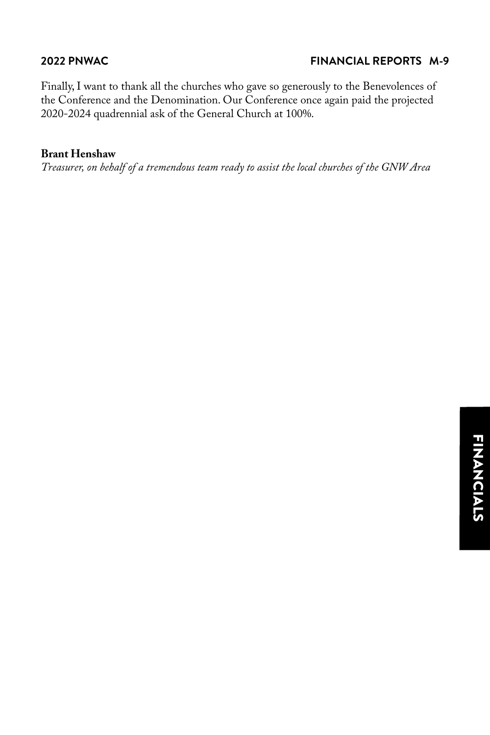Finally, I want to thank all the churches who gave so generously to the Benevolences of the Conference and the Denomination. Our Conference once again paid the projected 2020-2024 quadrennial ask of the General Church at 100%.

**Brant Henshaw**
*Treasurer, on behalf of a tremendous team ready to assist the local churches of the GNW Area*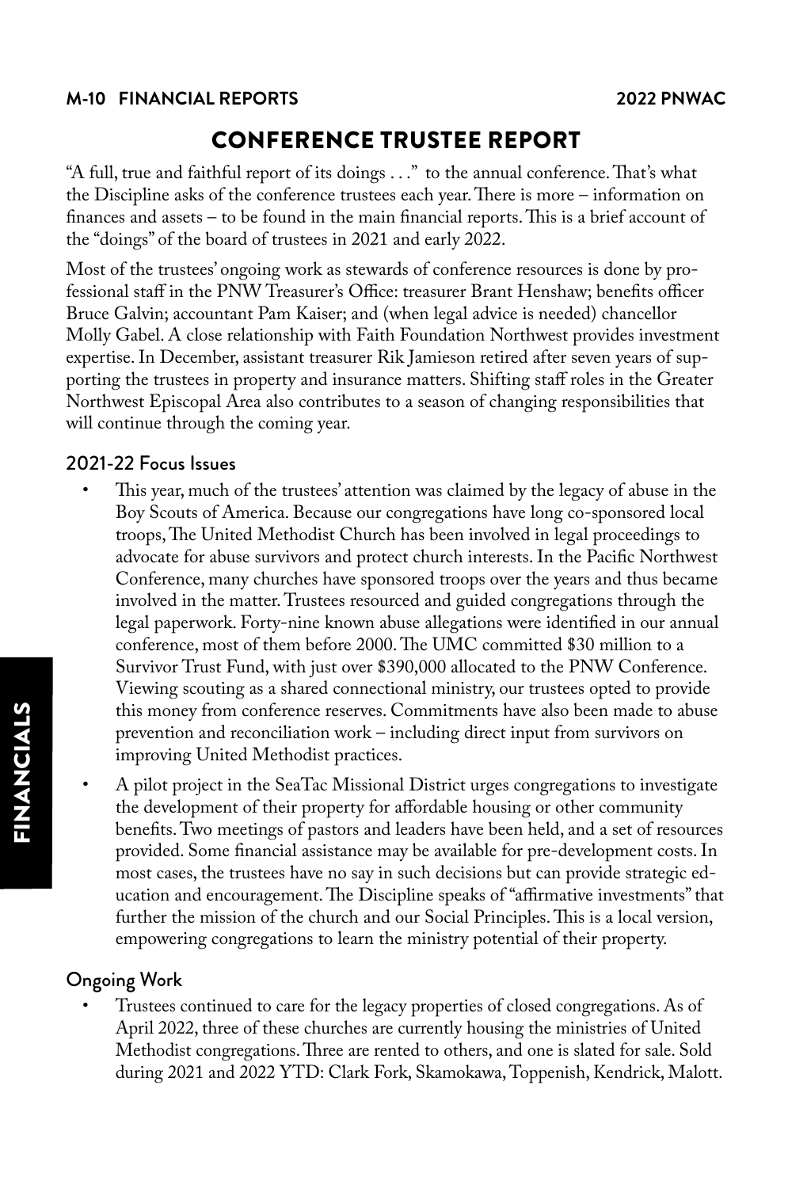# CONFERENCE TRUSTEE REPORT

"A full, true and faithful report of its doings . . ." to the annual conference. That's what the Discipline asks of the conference trustees each year. There is more – information on finances and assets – to be found in the main financial reports. This is a brief account of the "doings" of the board of trustees in 2021 and early 2022.

Most of the trustees' ongoing work as stewards of conference resources is done by professional staff in the PNW Treasurer's Office: treasurer Brant Henshaw; benefits officer Bruce Galvin; accountant Pam Kaiser; and (when legal advice is needed) chancellor Molly Gabel. A close relationship with Faith Foundation Northwest provides investment expertise. In December, assistant treasurer Rik Jamieson retired after seven years of supporting the trustees in property and insurance matters. Shifting staff roles in the Greater Northwest Episcopal Area also contributes to a season of changing responsibilities that will continue through the coming year.

## 2021-22 Focus Issues

- This year, much of the trustees' attention was claimed by the legacy of abuse in the Boy Scouts of America. Because our congregations have long co-sponsored local troops, The United Methodist Church has been involved in legal proceedings to advocate for abuse survivors and protect church interests. In the Pacific Northwest Conference, many churches have sponsored troops over the years and thus became involved in the matter. Trustees resourced and guided congregations through the legal paperwork. Forty-nine known abuse allegations were identified in our annual conference, most of them before 2000. The UMC committed $30 million to a Survivor Trust Fund, with just over $390,000 allocated to the PNW Conference. Viewing scouting as a shared connectional ministry, our trustees opted to provide this money from conference reserves. Commitments have also been made to abuse prevention and reconciliation work – including direct input from survivors on improving United Methodist practices.
- A pilot project in the SeaTac Missional District urges congregations to investigate the development of their property for affordable housing or other community benefits. Two meetings of pastors and leaders have been held, and a set of resources provided. Some financial assistance may be available for pre-development costs. In most cases, the trustees have no say in such decisions but can provide strategic education and encouragement. The Discipline speaks of "affirmative investments" that further the mission of the church and our Social Principles. This is a local version, empowering congregations to learn the ministry potential of their property.

## Ongoing Work

- Trustees continued to care for the legacy properties of closed congregations. As of April 2022, three of these churches are currently housing the ministries of United Methodist congregations. Three are rented to others, and one is slated for sale. Sold during 2021 and 2022 YTD: Clark Fork, Skamokawa, Toppenish, Kendrick, Malott.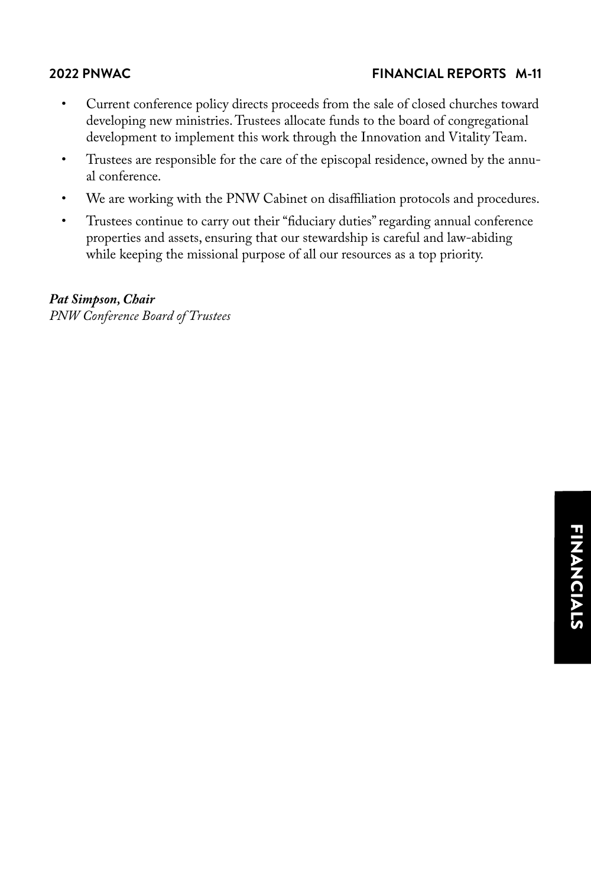- Current conference policy directs proceeds from the sale of closed churches toward developing new ministries. Trustees allocate funds to the board of congregational development to implement this work through the Innovation and Vitality Team.
- Trustees are responsible for the care of the episcopal residence, owned by the annual conference.
- We are working with the PNW Cabinet on disaffiliation protocols and procedures.
- Trustees continue to carry out their "fiduciary duties" regarding annual conference properties and assets, ensuring that our stewardship is careful and law-abiding while keeping the missional purpose of all our resources as a top priority.

***Pat Simpson, Chair***
*PNW Conference Board of Trustees*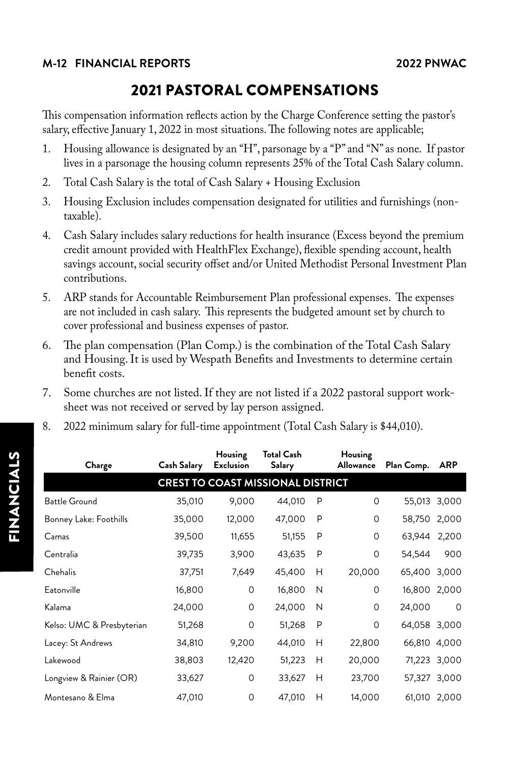# 2021 PASTORAL COMPENSATIONS

This compensation information reflects action by the Charge Conference setting the pastor's salary, effective January 1, 2022 in most situations. The following notes are applicable;

1. Housing allowance is designated by an "H", parsonage by a "P" and "N" as none. If pastor lives in a parsonage the housing column represents 25% of the Total Cash Salary column.
2. Total Cash Salary is the total of Cash Salary + Housing Exclusion
3. Housing Exclusion includes compensation designated for utilities and furnishings (non-taxable).
4. Cash Salary includes salary reductions for health insurance (Excess beyond the premium credit amount provided with HealthFlex Exchange), flexible spending account, health savings account, social security offset and/or United Methodist Personal Investment Plan contributions.
5. ARP stands for Accountable Reimbursement Plan professional expenses. The expenses are not included in cash salary. This represents the budgeted amount set by church to cover professional and business expenses of pastor.
6. The plan compensation (Plan Comp.) is the combination of the Total Cash Salary and Housing. It is used by Wespath Benefits and Investments to determine certain benefit costs.
7. Some churches are not listed. If they are not listed if a 2022 pastoral support work-sheet was not received or served by lay person assigned.
8. 2022 minimum salary for full-time appointment (Total Cash Salary is $44,010).

| Charge | Cash Salary | Housing Exclusion | Total Cash Salary | | Housing Allowance | Plan Comp. | ARP |
|---|---|---|---|---|---|---|---|
| **CREST TO COAST MISSIONAL DISTRICT** | | | | | | | |
| Battle Ground | 35,010 | 9,000 | 44,010 | P | 0 | 55,013 | 3,000 |
| Bonney Lake: Foothills | 35,000 | 12,000 | 47,000 | P | 0 | 58,750 | 2,000 |
| Camas | 39,500 | 11,655 | 51,155 | P | 0 | 63,944 | 2,200 |
| Centralia | 39,735 | 3,900 | 43,635 | P | 0 | 54,544 | 900 |
| Chehalis | 37,751 | 7,649 | 45,400 | H | 20,000 | 65,400 | 3,000 |
| Eatonville | 16,800 | 0 | 16,800 | N | 0 | 16,800 | 2,000 |
| Kalama | 24,000 | 0 | 24,000 | N | 0 | 24,000 | 0 |
| Kelso: UMC & Presbyterian | 51,268 | 0 | 51,268 | P | 0 | 64,058 | 3,000 |
| Lacey: St Andrews | 34,810 | 9,200 | 44,010 | H | 22,800 | 66,810 | 4,000 |
| Lakewood | 38,803 | 12,420 | 51,223 | H | 20,000 | 71,223 | 3,000 |
| Longview & Rainier (OR) | 33,627 | 0 | 33,627 | H | 23,700 | 57,327 | 3,000 |
| Montesano & Elma | 47,010 | 0 | 47,010 | H | 14,000 | 61,010 | 2,000 |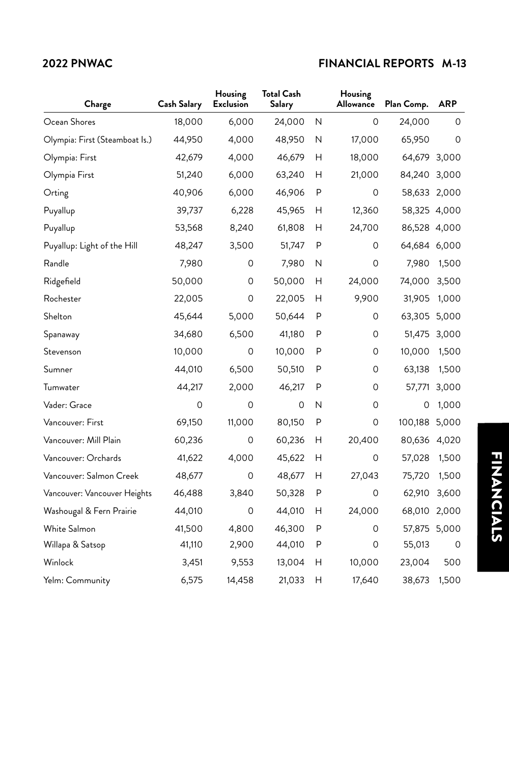| Charge | Cash Salary | Housing Exclusion | Total Cash Salary | | Housing Allowance | Plan Comp. | ARP |
|---|---|---|---|---|---|---|---|
| Ocean Shores | 18,000 | 6,000 | 24,000 | N | 0 | 24,000 | 0 |
| Olympia: First (Steamboat Is.) | 44,950 | 4,000 | 48,950 | N | 17,000 | 65,950 | 0 |
| Olympia: First | 42,679 | 4,000 | 46,679 | H | 18,000 | 64,679 | 3,000 |
| Olympia First | 51,240 | 6,000 | 63,240 | H | 21,000 | 84,240 | 3,000 |
| Orting | 40,906 | 6,000 | 46,906 | P | 0 | 58,633 | 2,000 |
| Puyallup | 39,737 | 6,228 | 45,965 | H | 12,360 | 58,325 | 4,000 |
| Puyallup | 53,568 | 8,240 | 61,808 | H | 24,700 | 86,528 | 4,000 |
| Puyallup: Light of the Hill | 48,247 | 3,500 | 51,747 | P | 0 | 64,684 | 6,000 |
| Randle | 7,980 | 0 | 7,980 | N | 0 | 7,980 | 1,500 |
| Ridgefield | 50,000 | 0 | 50,000 | H | 24,000 | 74,000 | 3,500 |
| Rochester | 22,005 | 0 | 22,005 | H | 9,900 | 31,905 | 1,000 |
| Shelton | 45,644 | 5,000 | 50,644 | P | 0 | 63,305 | 5,000 |
| Spanaway | 34,680 | 6,500 | 41,180 | P | 0 | 51,475 | 3,000 |
| Stevenson | 10,000 | 0 | 10,000 | P | 0 | 10,000 | 1,500 |
| Sumner | 44,010 | 6,500 | 50,510 | P | 0 | 63,138 | 1,500 |
| Tumwater | 44,217 | 2,000 | 46,217 | P | 0 | 57,771 | 3,000 |
| Vader: Grace | 0 | 0 | 0 | N | 0 | 0 | 1,000 |
| Vancouver: First | 69,150 | 11,000 | 80,150 | P | 0 | 100,188 | 5,000 |
| Vancouver: Mill Plain | 60,236 | 0 | 60,236 | H | 20,400 | 80,636 | 4,020 |
| Vancouver: Orchards | 41,622 | 4,000 | 45,622 | H | 0 | 57,028 | 1,500 |
| Vancouver: Salmon Creek | 48,677 | 0 | 48,677 | H | 27,043 | 75,720 | 1,500 |
| Vancouver: Vancouver Heights | 46,488 | 3,840 | 50,328 | P | 0 | 62,910 | 3,600 |
| Washougal & Fern Prairie | 44,010 | 0 | 44,010 | H | 24,000 | 68,010 | 2,000 |
| White Salmon | 41,500 | 4,800 | 46,300 | P | 0 | 57,875 | 5,000 |
| Willapa & Satsop | 41,110 | 2,900 | 44,010 | P | 0 | 55,013 | 0 |
| Winlock | 3,451 | 9,553 | 13,004 | H | 10,000 | 23,004 | 500 |
| Yelm: Community | 6,575 | 14,458 | 21,033 | H | 17,640 | 38,673 | 1,500 |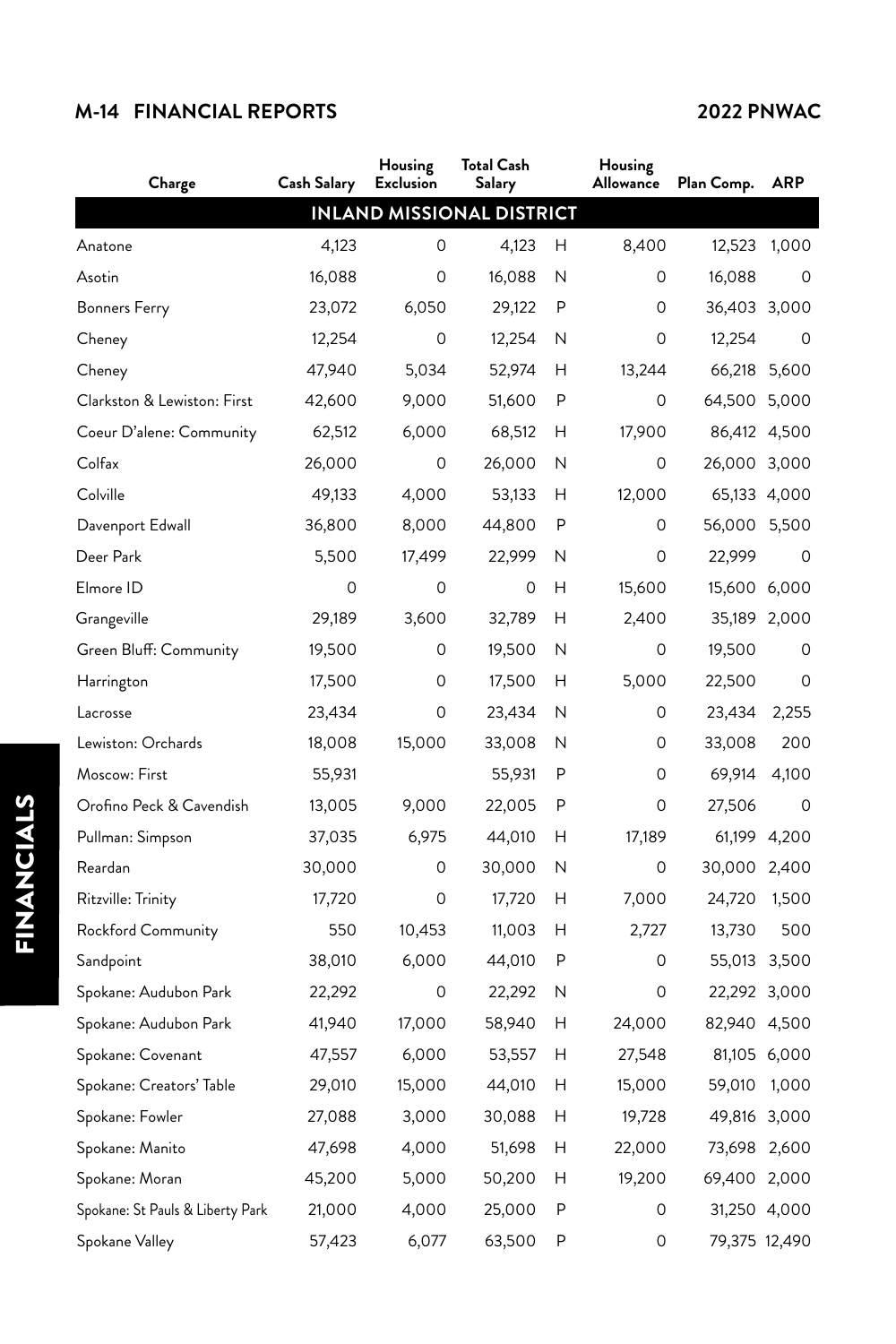| Charge | Cash Salary | Housing Exclusion | Total Cash Salary | | Housing Allowance | Plan Comp. | ARP |
|---|---|---|---|---|---|---|---|
| **INLAND MISSIONAL DISTRICT** | | | | | | | |
| Anatone | 4,123 | 0 | 4,123 | H | 8,400 | 12,523 | 1,000 |
| Asotin | 16,088 | 0 | 16,088 | N | 0 | 16,088 | 0 |
| Bonners Ferry | 23,072 | 6,050 | 29,122 | P | 0 | 36,403 | 3,000 |
| Cheney | 12,254 | 0 | 12,254 | N | 0 | 12,254 | 0 |
| Cheney | 47,940 | 5,034 | 52,974 | H | 13,244 | 66,218 | 5,600 |
| Clarkston & Lewiston: First | 42,600 | 9,000 | 51,600 | P | 0 | 64,500 | 5,000 |
| Coeur D'alene: Community | 62,512 | 6,000 | 68,512 | H | 17,900 | 86,412 | 4,500 |
| Colfax | 26,000 | 0 | 26,000 | N | 0 | 26,000 | 3,000 |
| Colville | 49,133 | 4,000 | 53,133 | H | 12,000 | 65,133 | 4,000 |
| Davenport Edwall | 36,800 | 8,000 | 44,800 | P | 0 | 56,000 | 5,500 |
| Deer Park | 5,500 | 17,499 | 22,999 | N | 0 | 22,999 | 0 |
| Elmore ID | 0 | 0 | 0 | H | 15,600 | 15,600 | 6,000 |
| Grangeville | 29,189 | 3,600 | 32,789 | H | 2,400 | 35,189 | 2,000 |
| Green Bluff: Community | 19,500 | 0 | 19,500 | N | 0 | 19,500 | 0 |
| Harrington | 17,500 | 0 | 17,500 | H | 5,000 | 22,500 | 0 |
| Lacrosse | 23,434 | 0 | 23,434 | N | 0 | 23,434 | 2,255 |
| Lewiston: Orchards | 18,008 | 15,000 | 33,008 | N | 0 | 33,008 | 200 |
| Moscow: First | 55,931 | | 55,931 | P | 0 | 69,914 | 4,100 |
| Orofino Peck & Cavendish | 13,005 | 9,000 | 22,005 | P | 0 | 27,506 | 0 |
| Pullman: Simpson | 37,035 | 6,975 | 44,010 | H | 17,189 | 61,199 | 4,200 |
| Reardan | 30,000 | 0 | 30,000 | N | 0 | 30,000 | 2,400 |
| Ritzville: Trinity | 17,720 | 0 | 17,720 | H | 7,000 | 24,720 | 1,500 |
| Rockford Community | 550 | 10,453 | 11,003 | H | 2,727 | 13,730 | 500 |
| Sandpoint | 38,010 | 6,000 | 44,010 | P | 0 | 55,013 | 3,500 |
| Spokane: Audubon Park | 22,292 | 0 | 22,292 | N | 0 | 22,292 | 3,000 |
| Spokane: Audubon Park | 41,940 | 17,000 | 58,940 | H | 24,000 | 82,940 | 4,500 |
| Spokane: Covenant | 47,557 | 6,000 | 53,557 | H | 27,548 | 81,105 | 6,000 |
| Spokane: Creators' Table | 29,010 | 15,000 | 44,010 | H | 15,000 | 59,010 | 1,000 |
| Spokane: Fowler | 27,088 | 3,000 | 30,088 | H | 19,728 | 49,816 | 3,000 |
| Spokane: Manito | 47,698 | 4,000 | 51,698 | H | 22,000 | 73,698 | 2,600 |
| Spokane: Moran | 45,200 | 5,000 | 50,200 | H | 19,200 | 69,400 | 2,000 |
| Spokane: St Pauls & Liberty Park | 21,000 | 4,000 | 25,000 | P | 0 | 31,250 | 4,000 |
| Spokane Valley | 57,423 | 6,077 | 63,500 | P | 0 | 79,375 | 12,490 |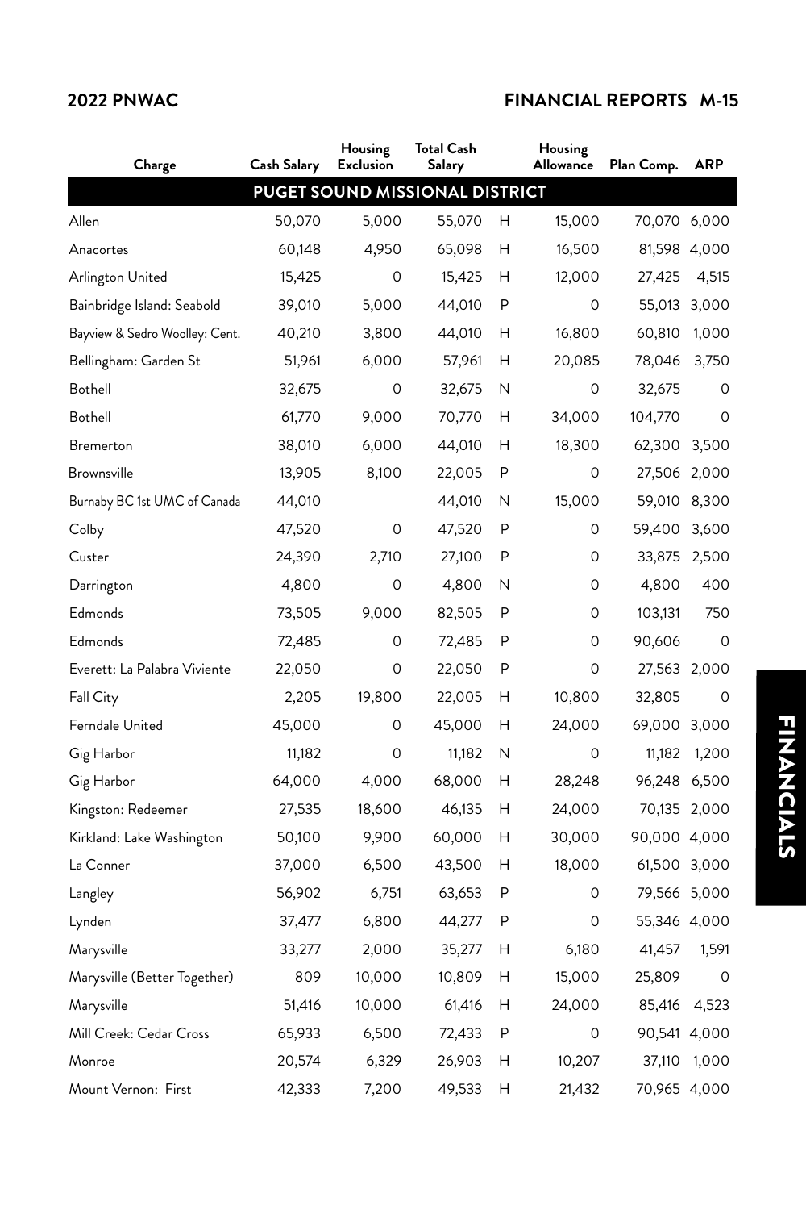| Charge | Cash Salary | Housing Exclusion | Total Cash Salary | | Housing Allowance | Plan Comp. | ARP |
|---|---|---|---|---|---|---|---|
| **PUGET SOUND MISSIONAL DISTRICT** | | | | | | | |
| Allen | 50,070 | 5,000 | 55,070 | H | 15,000 | 70,070 | 6,000 |
| Anacortes | 60,148 | 4,950 | 65,098 | H | 16,500 | 81,598 | 4,000 |
| Arlington United | 15,425 | 0 | 15,425 | H | 12,000 | 27,425 | 4,515 |
| Bainbridge Island: Seabold | 39,010 | 5,000 | 44,010 | P | 0 | 55,013 | 3,000 |
| Bayview & Sedro Woolley: Cent. | 40,210 | 3,800 | 44,010 | H | 16,800 | 60,810 | 1,000 |
| Bellingham: Garden St | 51,961 | 6,000 | 57,961 | H | 20,085 | 78,046 | 3,750 |
| Bothell | 32,675 | 0 | 32,675 | N | 0 | 32,675 | 0 |
| Bothell | 61,770 | 9,000 | 70,770 | H | 34,000 | 104,770 | 0 |
| Bremerton | 38,010 | 6,000 | 44,010 | H | 18,300 | 62,300 | 3,500 |
| Brownsville | 13,905 | 8,100 | 22,005 | P | 0 | 27,506 | 2,000 |
| Burnaby BC 1st UMC of Canada | 44,010 | | 44,010 | N | 15,000 | 59,010 | 8,300 |
| Colby | 47,520 | 0 | 47,520 | P | 0 | 59,400 | 3,600 |
| Custer | 24,390 | 2,710 | 27,100 | P | 0 | 33,875 | 2,500 |
| Darrington | 4,800 | 0 | 4,800 | N | 0 | 4,800 | 400 |
| Edmonds | 73,505 | 9,000 | 82,505 | P | 0 | 103,131 | 750 |
| Edmonds | 72,485 | 0 | 72,485 | P | 0 | 90,606 | 0 |
| Everett: La Palabra Viviente | 22,050 | 0 | 22,050 | P | 0 | 27,563 | 2,000 |
| Fall City | 2,205 | 19,800 | 22,005 | H | 10,800 | 32,805 | 0 |
| Ferndale United | 45,000 | 0 | 45,000 | H | 24,000 | 69,000 | 3,000 |
| Gig Harbor | 11,182 | 0 | 11,182 | N | 0 | 11,182 | 1,200 |
| Gig Harbor | 64,000 | 4,000 | 68,000 | H | 28,248 | 96,248 | 6,500 |
| Kingston: Redeemer | 27,535 | 18,600 | 46,135 | H | 24,000 | 70,135 | 2,000 |
| Kirkland: Lake Washington | 50,100 | 9,900 | 60,000 | H | 30,000 | 90,000 | 4,000 |
| La Conner | 37,000 | 6,500 | 43,500 | H | 18,000 | 61,500 | 3,000 |
| Langley | 56,902 | 6,751 | 63,653 | P | 0 | 79,566 | 5,000 |
| Lynden | 37,477 | 6,800 | 44,277 | P | 0 | 55,346 | 4,000 |
| Marysville | 33,277 | 2,000 | 35,277 | H | 6,180 | 41,457 | 1,591 |
| Marysville (Better Together) | 809 | 10,000 | 10,809 | H | 15,000 | 25,809 | 0 |
| Marysville | 51,416 | 10,000 | 61,416 | H | 24,000 | 85,416 | 4,523 |
| Mill Creek: Cedar Cross | 65,933 | 6,500 | 72,433 | P | 0 | 90,541 | 4,000 |
| Monroe | 20,574 | 6,329 | 26,903 | H | 10,207 | 37,110 | 1,000 |
| Mount Vernon: First | 42,333 | 7,200 | 49,533 | H | 21,432 | 70,965 | 4,000 |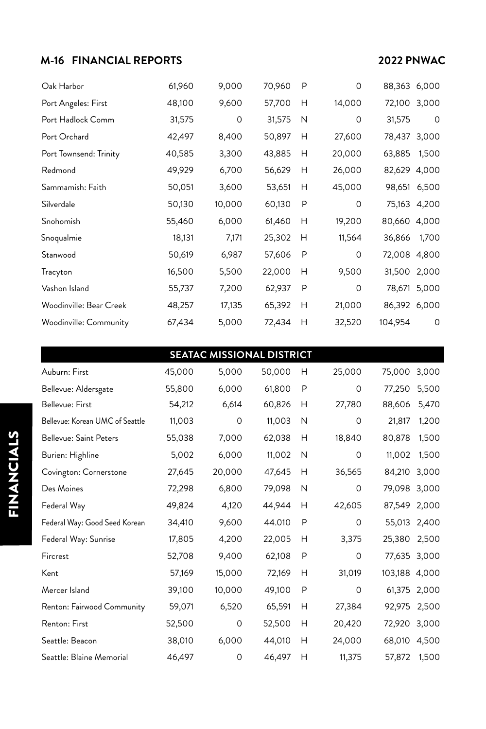| | | | | | | | |
|---|---|---|---|---|---|---|---|
| Oak Harbor | 61,960 | 9,000 | 70,960 | P | 0 | 88,363 | 6,000 |
| Port Angeles: First | 48,100 | 9,600 | 57,700 | H | 14,000 | 72,100 | 3,000 |
| Port Hadlock Comm | 31,575 | 0 | 31,575 | N | 0 | 31,575 | 0 |
| Port Orchard | 42,497 | 8,400 | 50,897 | H | 27,600 | 78,437 | 3,000 |
| Port Townsend: Trinity | 40,585 | 3,300 | 43,885 | H | 20,000 | 63,885 | 1,500 |
| Redmond | 49,929 | 6,700 | 56,629 | H | 26,000 | 82,629 | 4,000 |
| Sammamish: Faith | 50,051 | 3,600 | 53,651 | H | 45,000 | 98,651 | 6,500 |
| Silverdale | 50,130 | 10,000 | 60,130 | P | 0 | 75,163 | 4,200 |
| Snohomish | 55,460 | 6,000 | 61,460 | H | 19,200 | 80,660 | 4,000 |
| Snoqualmie | 18,131 | 7,171 | 25,302 | H | 11,564 | 36,866 | 1,700 |
| Stanwood | 50,619 | 6,987 | 57,606 | P | 0 | 72,008 | 4,800 |
| Tracyton | 16,500 | 5,500 | 22,000 | H | 9,500 | 31,500 | 2,000 |
| Vashon Island | 55,737 | 7,200 | 62,937 | P | 0 | 78,671 | 5,000 |
| Woodinville: Bear Creek | 48,257 | 17,135 | 65,392 | H | 21,000 | 86,392 | 6,000 |
| Woodinville: Community | 67,434 | 5,000 | 72,434 | H | 32,520 | 104,954 | 0 |

## SEATAC MISSIONAL DISTRICT

| | | | | | | | |
|---|---|---|---|---|---|---|---|
| Auburn: First | 45,000 | 5,000 | 50,000 | H | 25,000 | 75,000 | 3,000 |
| Bellevue: Aldersgate | 55,800 | 6,000 | 61,800 | P | 0 | 77,250 | 5,500 |
| Bellevue: First | 54,212 | 6,614 | 60,826 | H | 27,780 | 88,606 | 5,470 |
| Bellevue: Korean UMC of Seattle | 11,003 | 0 | 11,003 | N | 0 | 21,817 | 1,200 |
| Bellevue: Saint Peters | 55,038 | 7,000 | 62,038 | H | 18,840 | 80,878 | 1,500 |
| Burien: Highline | 5,002 | 6,000 | 11,002 | N | 0 | 11,002 | 1,500 |
| Covington: Cornerstone | 27,645 | 20,000 | 47,645 | H | 36,565 | 84,210 | 3,000 |
| Des Moines | 72,298 | 6,800 | 79,098 | N | 0 | 79,098 | 3,000 |
| Federal Way | 49,824 | 4,120 | 44,944 | H | 42,605 | 87,549 | 2,000 |
| Federal Way: Good Seed Korean | 34,410 | 9,600 | 44.010 | P | 0 | 55,013 | 2,400 |
| Federal Way: Sunrise | 17,805 | 4,200 | 22,005 | H | 3,375 | 25,380 | 2,500 |
| Fircrest | 52,708 | 9,400 | 62,108 | P | 0 | 77,635 | 3,000 |
| Kent | 57,169 | 15,000 | 72,169 | H | 31,019 | 103,188 | 4,000 |
| Mercer Island | 39,100 | 10,000 | 49,100 | P | 0 | 61,375 | 2,000 |
| Renton: Fairwood Community | 59,071 | 6,520 | 65,591 | H | 27,384 | 92,975 | 2,500 |
| Renton: First | 52,500 | 0 | 52,500 | H | 20,420 | 72,920 | 3,000 |
| Seattle: Beacon | 38,010 | 6,000 | 44,010 | H | 24,000 | 68,010 | 4,500 |
| Seattle: Blaine Memorial | 46,497 | 0 | 46,497 | H | 11,375 | 57,872 | 1,500 |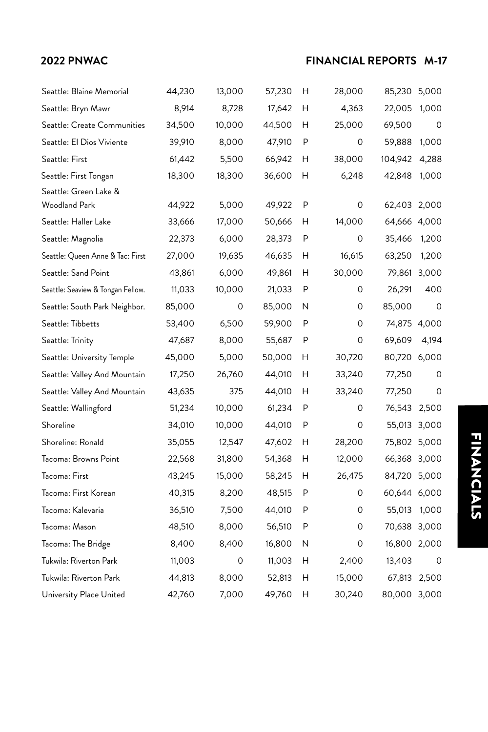| | | | | | | | |
|---|---|---|---|---|---|---|---|
| Seattle: Blaine Memorial | 44,230 | 13,000 | 57,230 | H | 28,000 | 85,230 | 5,000 |
| Seattle: Bryn Mawr | 8,914 | 8,728 | 17,642 | H | 4,363 | 22,005 | 1,000 |
| Seattle: Create Communities | 34,500 | 10,000 | 44,500 | H | 25,000 | 69,500 | 0 |
| Seattle: El Dios Viviente | 39,910 | 8,000 | 47,910 | P | 0 | 59,888 | 1,000 |
| Seattle: First | 61,442 | 5,500 | 66,942 | H | 38,000 | 104,942 | 4,288 |
| Seattle: First Tongan | 18,300 | 18,300 | 36,600 | H | 6,248 | 42,848 | 1,000 |
| Seattle: Green Lake & Woodland Park | 44,922 | 5,000 | 49,922 | P | 0 | 62,403 | 2,000 |
| Seattle: Haller Lake | 33,666 | 17,000 | 50,666 | H | 14,000 | 64,666 | 4,000 |
| Seattle: Magnolia | 22,373 | 6,000 | 28,373 | P | 0 | 35,466 | 1,200 |
| Seattle: Queen Anne & Tac: First | 27,000 | 19,635 | 46,635 | H | 16,615 | 63,250 | 1,200 |
| Seattle: Sand Point | 43,861 | 6,000 | 49,861 | H | 30,000 | 79,861 | 3,000 |
| Seattle: Seaview & Tongan Fellow. | 11,033 | 10,000 | 21,033 | P | 0 | 26,291 | 400 |
| Seattle: South Park Neighbor. | 85,000 | 0 | 85,000 | N | 0 | 85,000 | 0 |
| Seattle: Tibbetts | 53,400 | 6,500 | 59,900 | P | 0 | 74,875 | 4,000 |
| Seattle: Trinity | 47,687 | 8,000 | 55,687 | P | 0 | 69,609 | 4,194 |
| Seattle: University Temple | 45,000 | 5,000 | 50,000 | H | 30,720 | 80,720 | 6,000 |
| Seattle: Valley And Mountain | 17,250 | 26,760 | 44,010 | H | 33,240 | 77,250 | 0 |
| Seattle: Valley And Mountain | 43,635 | 375 | 44,010 | H | 33,240 | 77,250 | 0 |
| Seattle: Wallingford | 51,234 | 10,000 | 61,234 | P | 0 | 76,543 | 2,500 |
| Shoreline | 34,010 | 10,000 | 44,010 | P | 0 | 55,013 | 3,000 |
| Shoreline: Ronald | 35,055 | 12,547 | 47,602 | H | 28,200 | 75,802 | 5,000 |
| Tacoma: Browns Point | 22,568 | 31,800 | 54,368 | H | 12,000 | 66,368 | 3,000 |
| Tacoma: First | 43,245 | 15,000 | 58,245 | H | 26,475 | 84,720 | 5,000 |
| Tacoma: First Korean | 40,315 | 8,200 | 48,515 | P | 0 | 60,644 | 6,000 |
| Tacoma: Kalevaria | 36,510 | 7,500 | 44,010 | P | 0 | 55,013 | 1,000 |
| Tacoma: Mason | 48,510 | 8,000 | 56,510 | P | 0 | 70,638 | 3,000 |
| Tacoma: The Bridge | 8,400 | 8,400 | 16,800 | N | 0 | 16,800 | 2,000 |
| Tukwila: Riverton Park | 11,003 | 0 | 11,003 | H | 2,400 | 13,403 | 0 |
| Tukwila: Riverton Park | 44,813 | 8,000 | 52,813 | H | 15,000 | 67,813 | 2,500 |
| University Place United | 42,760 | 7,000 | 49,760 | H | 30,240 | 80,000 | 3,000 |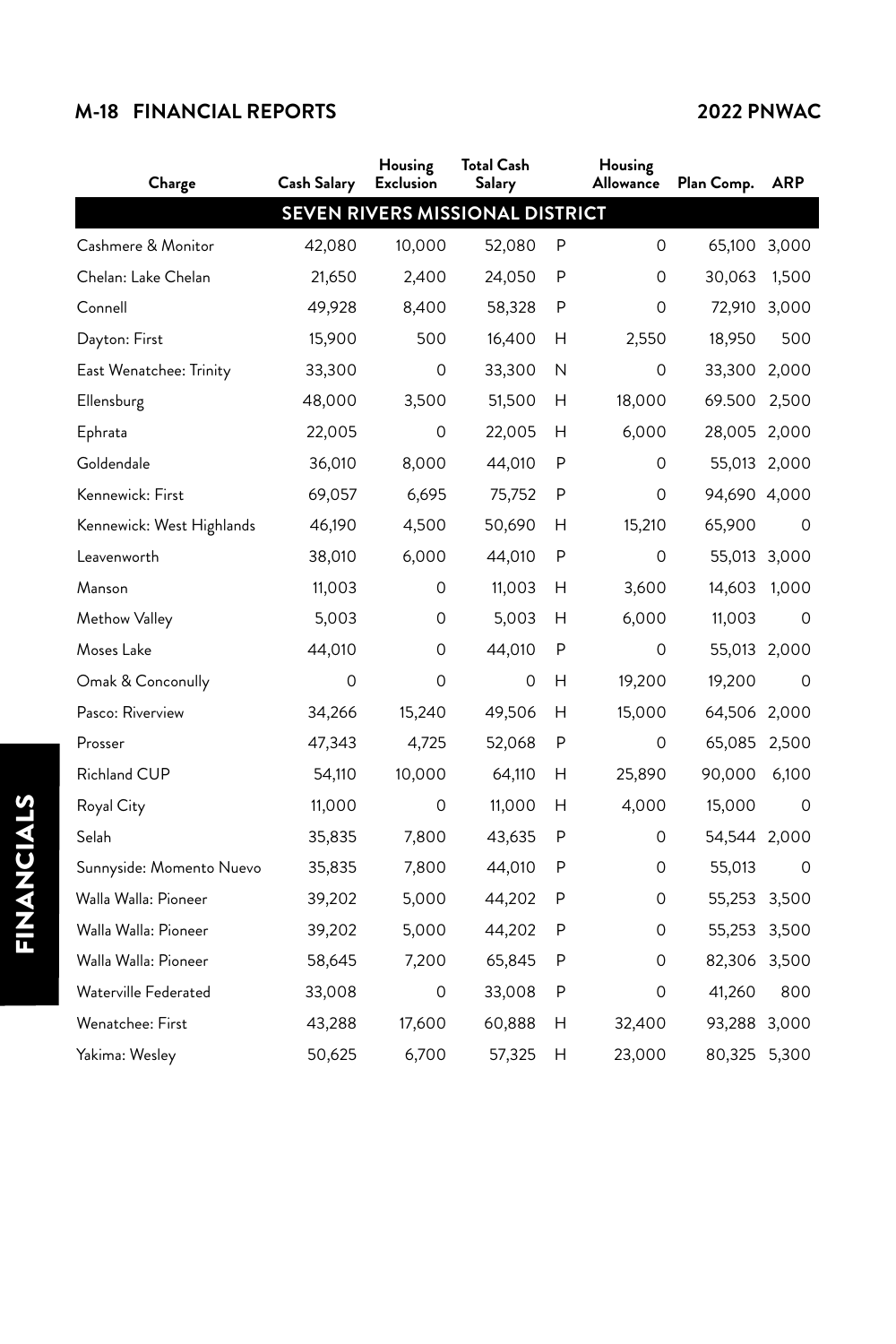| Charge | Cash Salary | Housing Exclusion | Total Cash Salary | | Housing Allowance | Plan Comp. | ARP |
|---|---|---|---|---|---|---|---|
| **SEVEN RIVERS MISSIONAL DISTRICT** | | | | | | | |
| Cashmere & Monitor | 42,080 | 10,000 | 52,080 | P | 0 | 65,100 | 3,000 |
| Chelan: Lake Chelan | 21,650 | 2,400 | 24,050 | P | 0 | 30,063 | 1,500 |
| Connell | 49,928 | 8,400 | 58,328 | P | 0 | 72,910 | 3,000 |
| Dayton: First | 15,900 | 500 | 16,400 | H | 2,550 | 18,950 | 500 |
| East Wenatchee: Trinity | 33,300 | 0 | 33,300 | N | 0 | 33,300 | 2,000 |
| Ellensburg | 48,000 | 3,500 | 51,500 | H | 18,000 | 69.500 | 2,500 |
| Ephrata | 22,005 | 0 | 22,005 | H | 6,000 | 28,005 | 2,000 |
| Goldendale | 36,010 | 8,000 | 44,010 | P | 0 | 55,013 | 2,000 |
| Kennewick: First | 69,057 | 6,695 | 75,752 | P | 0 | 94,690 | 4,000 |
| Kennewick: West Highlands | 46,190 | 4,500 | 50,690 | H | 15,210 | 65,900 | 0 |
| Leavenworth | 38,010 | 6,000 | 44,010 | P | 0 | 55,013 | 3,000 |
| Manson | 11,003 | 0 | 11,003 | H | 3,600 | 14,603 | 1,000 |
| Methow Valley | 5,003 | 0 | 5,003 | H | 6,000 | 11,003 | 0 |
| Moses Lake | 44,010 | 0 | 44,010 | P | 0 | 55,013 | 2,000 |
| Omak & Conconully | 0 | 0 | 0 | H | 19,200 | 19,200 | 0 |
| Pasco: Riverview | 34,266 | 15,240 | 49,506 | H | 15,000 | 64,506 | 2,000 |
| Prosser | 47,343 | 4,725 | 52,068 | P | 0 | 65,085 | 2,500 |
| Richland CUP | 54,110 | 10,000 | 64,110 | H | 25,890 | 90,000 | 6,100 |
| Royal City | 11,000 | 0 | 11,000 | H | 4,000 | 15,000 | 0 |
| Selah | 35,835 | 7,800 | 43,635 | P | 0 | 54,544 | 2,000 |
| Sunnyside: Momento Nuevo | 35,835 | 7,800 | 44,010 | P | 0 | 55,013 | 0 |
| Walla Walla: Pioneer | 39,202 | 5,000 | 44,202 | P | 0 | 55,253 | 3,500 |
| Walla Walla: Pioneer | 39,202 | 5,000 | 44,202 | P | 0 | 55,253 | 3,500 |
| Walla Walla: Pioneer | 58,645 | 7,200 | 65,845 | P | 0 | 82,306 | 3,500 |
| Waterville Federated | 33,008 | 0 | 33,008 | P | 0 | 41,260 | 800 |
| Wenatchee: First | 43,288 | 17,600 | 60,888 | H | 32,400 | 93,288 | 3,000 |
| Yakima: Wesley | 50,625 | 6,700 | 57,325 | H | 23,000 | 80,325 | 5,300 |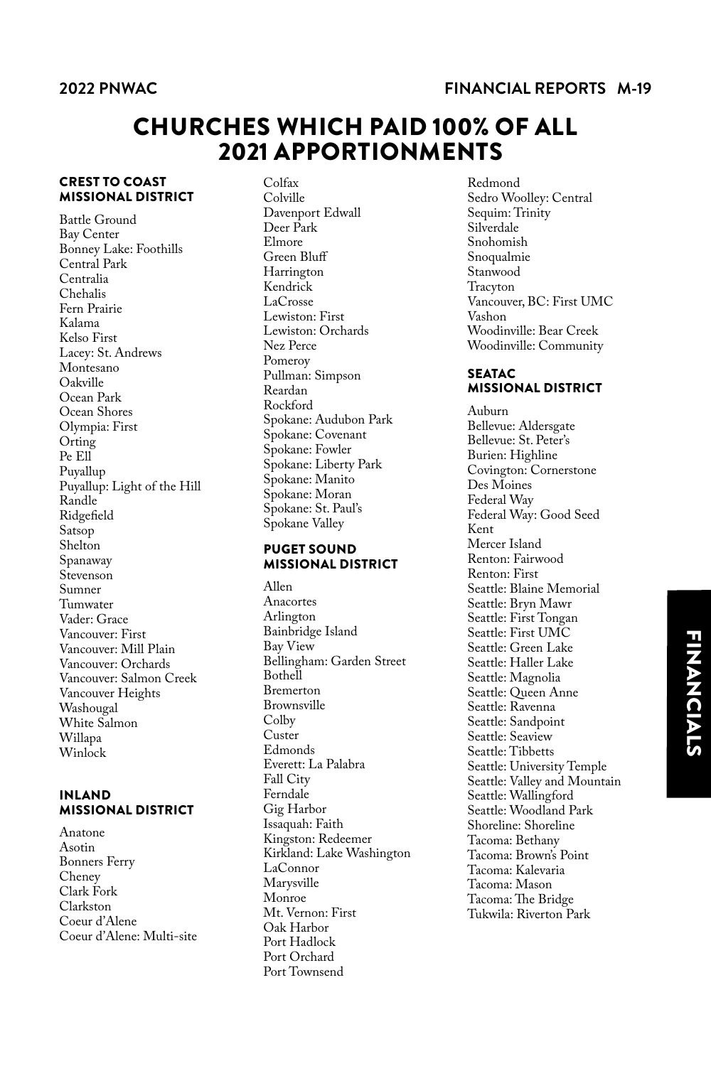# CHURCHES WHICH PAID 100% OF ALL 2021 APPORTIONMENTS

## CREST TO COAST MISSIONAL DISTRICT

Battle Ground
Bay Center
Bonney Lake: Foothills
Central Park
Centralia
Chehalis
Fern Prairie
Kalama
Kelso First
Lacey: St. Andrews
Montesano
Oakville
Ocean Park
Ocean Shores
Olympia: First
Orting
Pe Ell
Puyallup
Puyallup: Light of the Hill
Randle
Ridgefield
Satsop
Shelton
Spanaway
Stevenson
Sumner
Tumwater
Vader: Grace
Vancouver: First
Vancouver: Mill Plain
Vancouver: Orchards
Vancouver: Salmon Creek
Vancouver Heights
Washougal
White Salmon
Willapa
Winlock

## INLAND MISSIONAL DISTRICT

Anatone
Asotin
Bonners Ferry
Cheney
Clark Fork
Clarkston
Coeur d'Alene
Coeur d'Alene: Multi-site
Colfax
Colville
Davenport Edwall
Deer Park
Elmore
Green Bluff
Harrington
Kendrick
LaCrosse
Lewiston: First
Lewiston: Orchards
Nez Perce
Pomeroy
Pullman: Simpson
Reardan
Rockford
Spokane: Audubon Park
Spokane: Covenant
Spokane: Fowler
Spokane: Liberty Park
Spokane: Manito
Spokane: Moran
Spokane: St. Paul's
Spokane Valley

## PUGET SOUND MISSIONAL DISTRICT

Allen
Anacortes
Arlington
Bainbridge Island
Bay View
Bellingham: Garden Street
Bothell
Bremerton
Brownsville
Colby
Custer
Edmonds
Everett: La Palabra
Fall City
Ferndale
Gig Harbor
Issaquah: Faith
Kingston: Redeemer
Kirkland: Lake Washington
LaConnor
Marysville
Monroe
Mt. Vernon: First
Oak Harbor
Port Hadlock
Port Orchard
Port Townsend
Redmond
Sedro Woolley: Central
Sequim: Trinity
Silverdale
Snohomish
Snoqualmie
Stanwood
Tracyton
Vancouver, BC: First UMC
Vashon
Woodinville: Bear Creek
Woodinville: Community

## SEATAC MISSIONAL DISTRICT

Auburn
Bellevue: Aldersgate
Bellevue: St. Peter's
Burien: Highline
Covington: Cornerstone
Des Moines
Federal Way
Federal Way: Good Seed
Kent
Mercer Island
Renton: Fairwood
Renton: First
Seattle: Blaine Memorial
Seattle: Bryn Mawr
Seattle: First Tongan
Seattle: First UMC
Seattle: Green Lake
Seattle: Haller Lake
Seattle: Magnolia
Seattle: Queen Anne
Seattle: Ravenna
Seattle: Sandpoint
Seattle: Seaview
Seattle: Tibbetts
Seattle: University Temple
Seattle: Valley and Mountain
Seattle: Wallingford
Seattle: Woodland Park
Shoreline: Shoreline
Tacoma: Bethany
Tacoma: Brown's Point
Tacoma: Kalevaria
Tacoma: Mason
Tacoma: The Bridge
Tukwila: Riverton Park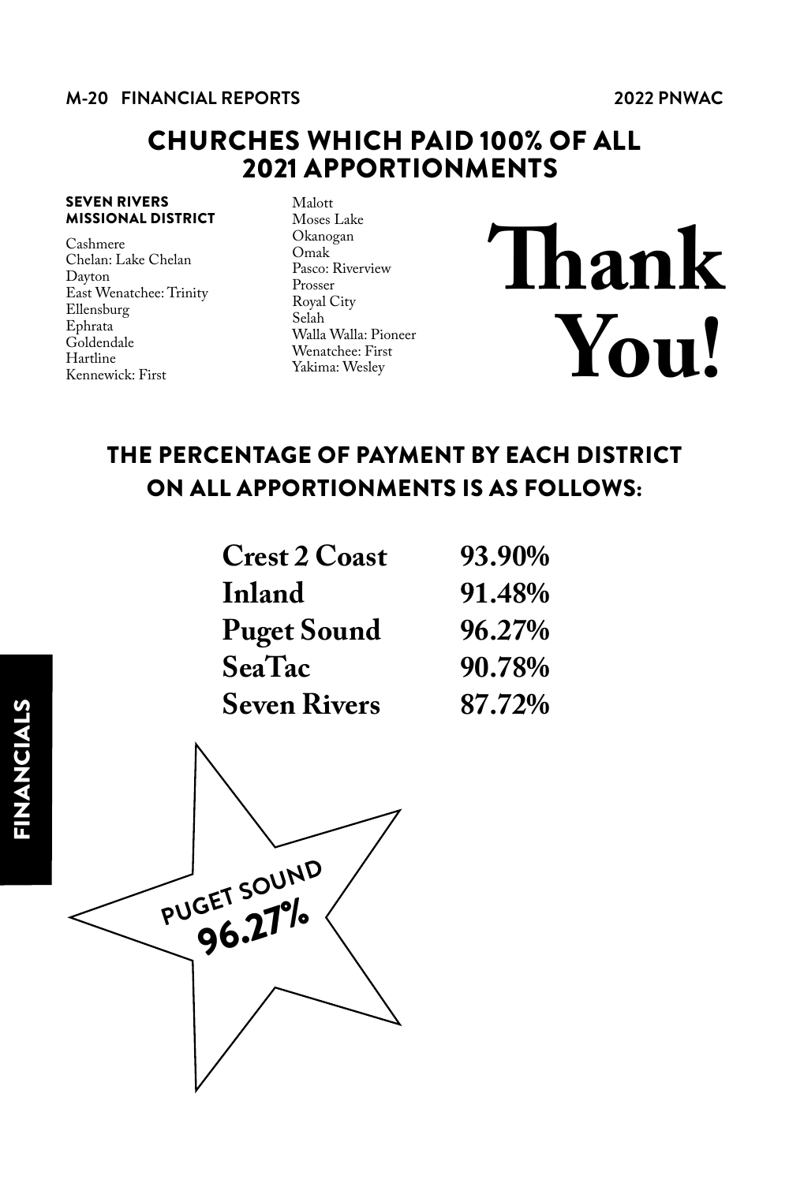# CHURCHES WHICH PAID 100% OF ALL 2021 APPORTIONMENTS

**SEVEN RIVERS MISSIONAL DISTRICT**

Cashmere
Chelan: Lake Chelan
Dayton
East Wenatchee: Trinity
Ellensburg
Ephrata
Goldendale
Hartline
Kennewick: First
Malott
Moses Lake
Okanogan
Omak
Pasco: Riverview
Prosser
Royal City
Selah
Walla Walla: Pioneer
Wenatchee: First
Yakima: Wesley

# Thank You!

## THE PERCENTAGE OF PAYMENT BY EACH DISTRICT ON ALL APPORTIONMENTS IS AS FOLLOWS:

| District | Percentage |
|---|---|
| **Crest 2 Coast** | **93.90%** |
| **Inland** | **91.48%** |
| **Puget Sound** | **96.27%** |
| **SeaTac** | **90.78%** |
| **Seven Rivers** | **87.72%** |

**PUGET SOUND 96.27%**